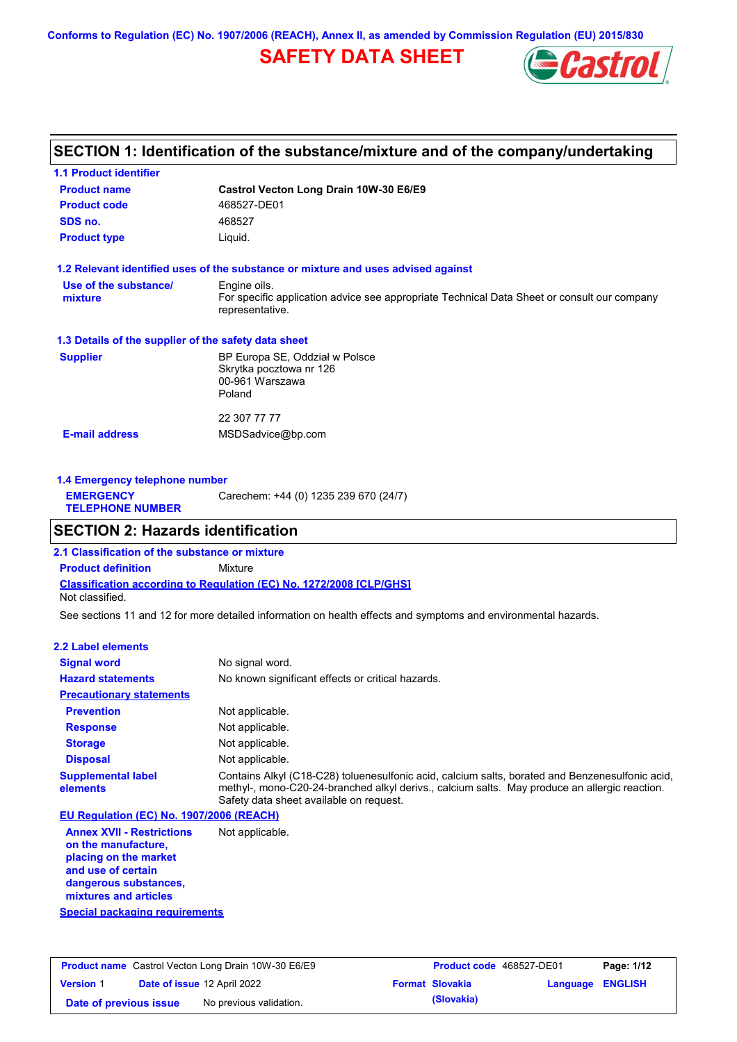Conforms to Regulation (EC) No. 1907/2006 (REACH), Annex II, as amended by Commission Regulation (EU) 2015/830

# SAFETY DATA SHEET

## SECTION 1: Identification of the substance/mixture and of the company/undertaking

### 1.1 Product identifier

| | |
|---|---|
| **Product name** | **Castrol Vecton Long Drain 10W-30 E6/E9** |
| **Product code** | 468527-DE01 |
| **SDS no.** | 468527 |
| **Product type** | Liquid. |

### 1.2 Relevant identified uses of the substance or mixture and uses advised against

| | |
|---|---|
| **Use of the substance/ mixture** | Engine oils. For specific application advice see appropriate Technical Data Sheet or consult our company representative. |

### 1.3 Details of the supplier of the safety data sheet

| | |
|---|---|
| **Supplier** | BP Europa SE, Oddział w Polsce<br>Skrytka pocztowa nr 126<br>00-961 Warszawa<br>Poland<br><br>22 307 77 77 |
| **E-mail address** | MSDSadvice@bp.com |

### 1.4 Emergency telephone number

| | |
|---|---|
| **EMERGENCY TELEPHONE NUMBER** | Carechem: +44 (0) 1235 239 670 (24/7) |

## SECTION 2: Hazards identification

### 2.1 Classification of the substance or mixture

| | |
|---|---|
| **Product definition** | Mixture |

**Classification according to Regulation (EC) No. 1272/2008 [CLP/GHS]**

Not classified.

See sections 11 and 12 for more detailed information on health effects and symptoms and environmental hazards.

### 2.2 Label elements

| | |
|---|---|
| **Signal word** | No signal word. |
| **Hazard statements** | No known significant effects or critical hazards. |
| **Precautionary statements** | |
| **Prevention** | Not applicable. |
| **Response** | Not applicable. |
| **Storage** | Not applicable. |
| **Disposal** | Not applicable. |
| **Supplemental label elements** | Contains Alkyl (C18-C28) toluenesulfonic acid, calcium salts, borated and Benzenesulfonic acid, methyl-, mono-C20-24-branched alkyl derivs., calcium salts. May produce an allergic reaction. Safety data sheet available on request. |

**EU Regulation (EC) No. 1907/2006 (REACH)**

| | |
|---|---|
| **Annex XVII - Restrictions on the manufacture, placing on the market and use of certain dangerous substances, mixtures and articles** | Not applicable. |

**Special packaging requirements**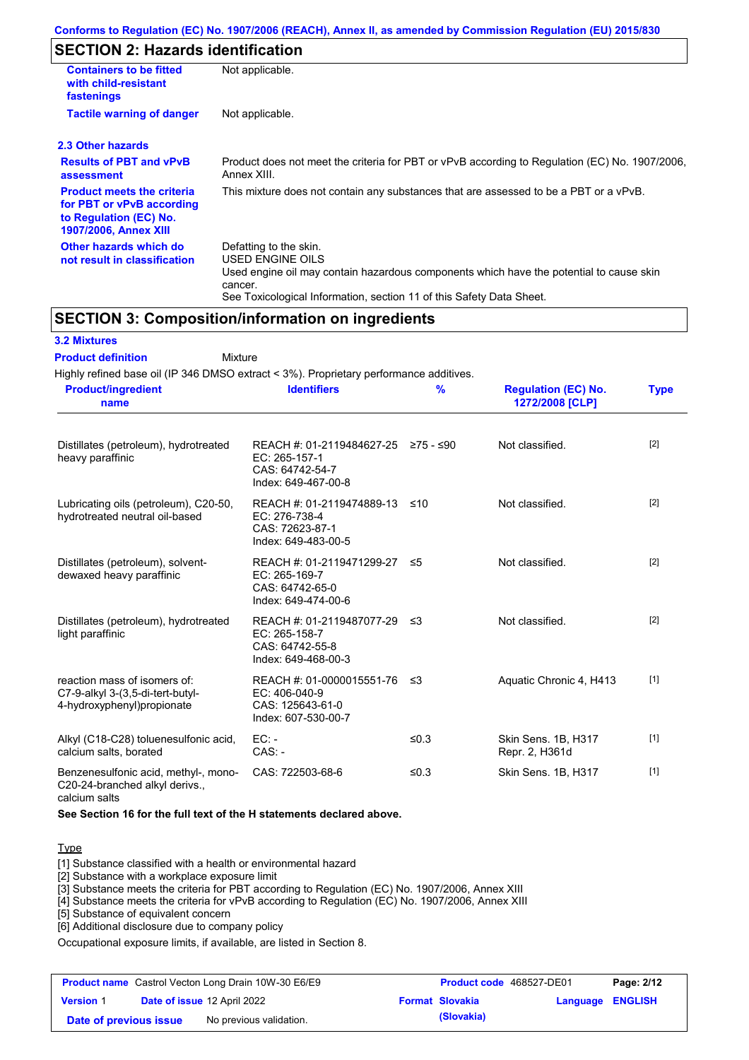## SECTION 2: Hazards identification

| | |
|---|---|
| **Containers to be fitted with child-resistant fastenings** | Not applicable. |
| **Tactile warning of danger** | Not applicable. |

### 2.3 Other hazards

| | |
|---|---|
| **Results of PBT and vPvB assessment** | Product does not meet the criteria for PBT or vPvB according to Regulation (EC) No. 1907/2006, Annex XIII. |
| **Product meets the criteria for PBT or vPvB according to Regulation (EC) No. 1907/2006, Annex XIII** | This mixture does not contain any substances that are assessed to be a PBT or a vPvB. |
| **Other hazards which do not result in classification** | Defatting to the skin.<br>USED ENGINE OILS<br>Used engine oil may contain hazardous components which have the potential to cause skin cancer.<br>See Toxicological Information, section 11 of this Safety Data Sheet. |

## SECTION 3: Composition/information on ingredients

### 3.2 Mixtures

**Product definition** Mixture

Highly refined base oil (IP 346 DMSO extract < 3%). Proprietary performance additives.

| Product/ingredient name | Identifiers | % | Regulation (EC) No. 1272/2008 [CLP] | Type |
|---|---|---|---|---|
| Distillates (petroleum), hydrotreated heavy paraffinic | REACH #: 01-2119484627-25<br>EC: 265-157-1<br>CAS: 64742-54-7<br>Index: 649-467-00-8 | ≥75 - ≤90 | Not classified. | [2] |
| Lubricating oils (petroleum), C20-50, hydrotreated neutral oil-based | REACH #: 01-2119474889-13<br>EC: 276-738-4<br>CAS: 72623-87-1<br>Index: 649-483-00-5 | ≤10 | Not classified. | [2] |
| Distillates (petroleum), solvent-dewaxed heavy paraffinic | REACH #: 01-2119471299-27<br>EC: 265-169-7<br>CAS: 64742-65-0<br>Index: 649-474-00-6 | ≤5 | Not classified. | [2] |
| Distillates (petroleum), hydrotreated light paraffinic | REACH #: 01-2119487077-29<br>EC: 265-158-7<br>CAS: 64742-55-8<br>Index: 649-468-00-3 | ≤3 | Not classified. | [2] |
| reaction mass of isomers of: C7-9-alkyl 3-(3,5-di-tert-butyl-4-hydroxyphenyl)propionate | REACH #: 01-0000015551-76<br>EC: 406-040-9<br>CAS: 125643-61-0<br>Index: 607-530-00-7 | ≤3 | Aquatic Chronic 4, H413 | [1] |
| Alkyl (C18-C28) toluenesulfonic acid, calcium salts, borated | EC: -<br>CAS: - | ≤0.3 | Skin Sens. 1B, H317<br>Repr. 2, H361d | [1] |
| Benzenesulfonic acid, methyl-, mono-C20-24-branched alkyl derivs., calcium salts | CAS: 722503-68-6 | ≤0.3 | Skin Sens. 1B, H317 | [1] |

**See Section 16 for the full text of the H statements declared above.**

Type

[1] Substance classified with a health or environmental hazard
[2] Substance with a workplace exposure limit
[3] Substance meets the criteria for PBT according to Regulation (EC) No. 1907/2006, Annex XIII
[4] Substance meets the criteria for vPvB according to Regulation (EC) No. 1907/2006, Annex XIII
[5] Substance of equivalent concern
[6] Additional disclosure due to company policy

Occupational exposure limits, if available, are listed in Section 8.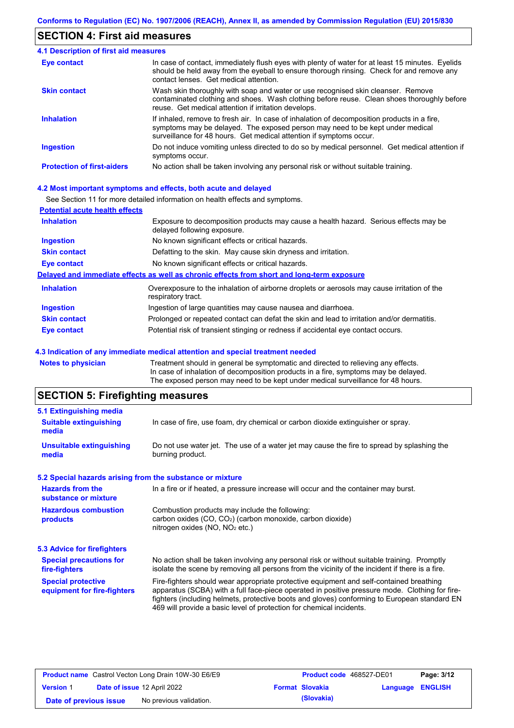## SECTION 4: First aid measures

### 4.1 Description of first aid measures

| | |
|---|---|
| **Eye contact** | In case of contact, immediately flush eyes with plenty of water for at least 15 minutes. Eyelids should be held away from the eyeball to ensure thorough rinsing. Check for and remove any contact lenses. Get medical attention. |
| **Skin contact** | Wash skin thoroughly with soap and water or use recognised skin cleanser. Remove contaminated clothing and shoes. Wash clothing before reuse. Clean shoes thoroughly before reuse. Get medical attention if irritation develops. |
| **Inhalation** | If inhaled, remove to fresh air. In case of inhalation of decomposition products in a fire, symptoms may be delayed. The exposed person may need to be kept under medical surveillance for 48 hours. Get medical attention if symptoms occur. |
| **Ingestion** | Do not induce vomiting unless directed to do so by medical personnel. Get medical attention if symptoms occur. |
| **Protection of first-aiders** | No action shall be taken involving any personal risk or without suitable training. |

### 4.2 Most important symptoms and effects, both acute and delayed

See Section 11 for more detailed information on health effects and symptoms.

**Potential acute health effects**

| | |
|---|---|
| **Inhalation** | Exposure to decomposition products may cause a health hazard. Serious effects may be delayed following exposure. |
| **Ingestion** | No known significant effects or critical hazards. |
| **Skin contact** | Defatting to the skin. May cause skin dryness and irritation. |
| **Eye contact** | No known significant effects or critical hazards. |

**Delayed and immediate effects as well as chronic effects from short and long-term exposure**

| | |
|---|---|
| **Inhalation** | Overexposure to the inhalation of airborne droplets or aerosols may cause irritation of the respiratory tract. |
| **Ingestion** | Ingestion of large quantities may cause nausea and diarrhoea. |
| **Skin contact** | Prolonged or repeated contact can defat the skin and lead to irritation and/or dermatitis. |
| **Eye contact** | Potential risk of transient stinging or redness if accidental eye contact occurs. |

### 4.3 Indication of any immediate medical attention and special treatment needed

| | |
|---|---|
| **Notes to physician** | Treatment should in general be symptomatic and directed to relieving any effects. In case of inhalation of decomposition products in a fire, symptoms may be delayed. The exposed person may need to be kept under medical surveillance for 48 hours. |

## SECTION 5: Firefighting measures

### 5.1 Extinguishing media

| | |
|---|---|
| **Suitable extinguishing media** | In case of fire, use foam, dry chemical or carbon dioxide extinguisher or spray. |
| **Unsuitable extinguishing media** | Do not use water jet. The use of a water jet may cause the fire to spread by splashing the burning product. |

### 5.2 Special hazards arising from the substance or mixture

| | |
|---|---|
| **Hazards from the substance or mixture** | In a fire or if heated, a pressure increase will occur and the container may burst. |
| **Hazardous combustion products** | Combustion products may include the following: carbon oxides ($CO$, $CO_2$) (carbon monoxide, carbon dioxide) nitrogen oxides ($NO$, $NO_2$ etc.) |

### 5.3 Advice for firefighters

| | |
|---|---|
| **Special precautions for fire-fighters** | No action shall be taken involving any personal risk or without suitable training. Promptly isolate the scene by removing all persons from the vicinity of the incident if there is a fire. |
| **Special protective equipment for fire-fighters** | Fire-fighters should wear appropriate protective equipment and self-contained breathing apparatus (SCBA) with a full face-piece operated in positive pressure mode. Clothing for fire-fighters (including helmets, protective boots and gloves) conforming to European standard EN 469 will provide a basic level of protection for chemical incidents. |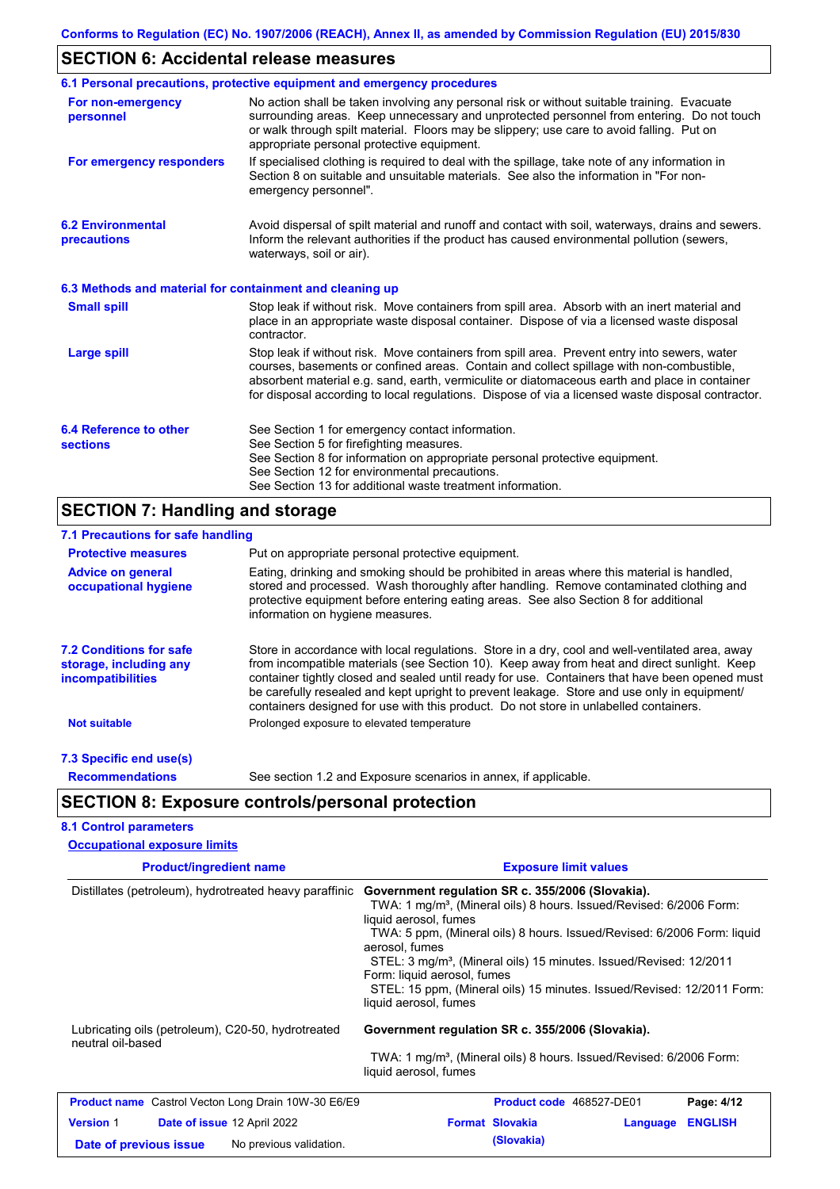## SECTION 6: Accidental release measures

### 6.1 Personal precautions, protective equipment and emergency procedures

**For non-emergency personnel**

No action shall be taken involving any personal risk or without suitable training. Evacuate surrounding areas. Keep unnecessary and unprotected personnel from entering. Do not touch or walk through spilt material. Floors may be slippery; use care to avoid falling. Put on appropriate personal protective equipment.

**For emergency responders**

If specialised clothing is required to deal with the spillage, take note of any information in Section 8 on suitable and unsuitable materials. See also the information in "For non-emergency personnel".

### 6.2 Environmental precautions

Avoid dispersal of spilt material and runoff and contact with soil, waterways, drains and sewers. Inform the relevant authorities if the product has caused environmental pollution (sewers, waterways, soil or air).

### 6.3 Methods and material for containment and cleaning up

**Small spill**

Stop leak if without risk. Move containers from spill area. Absorb with an inert material and place in an appropriate waste disposal container. Dispose of via a licensed waste disposal contractor.

**Large spill**

Stop leak if without risk. Move containers from spill area. Prevent entry into sewers, water courses, basements or confined areas. Contain and collect spillage with non-combustible, absorbent material e.g. sand, earth, vermiculite or diatomaceous earth and place in container for disposal according to local regulations. Dispose of via a licensed waste disposal contractor.

### 6.4 Reference to other sections

See Section 1 for emergency contact information.
See Section 5 for firefighting measures.
See Section 8 for information on appropriate personal protective equipment.
See Section 12 for environmental precautions.
See Section 13 for additional waste treatment information.

## SECTION 7: Handling and storage

### 7.1 Precautions for safe handling

**Protective measures**

Put on appropriate personal protective equipment.

**Advice on general occupational hygiene**

Eating, drinking and smoking should be prohibited in areas where this material is handled, stored and processed. Wash thoroughly after handling. Remove contaminated clothing and protective equipment before entering eating areas. See also Section 8 for additional information on hygiene measures.

### 7.2 Conditions for safe storage, including any incompatibilities

Store in accordance with local regulations. Store in a dry, cool and well-ventilated area, away from incompatible materials (see Section 10). Keep away from heat and direct sunlight. Keep container tightly closed and sealed until ready for use. Containers that have been opened must be carefully resealed and kept upright to prevent leakage. Store and use only in equipment/ containers designed for use with this product. Do not store in unlabelled containers.

**Not suitable**

Prolonged exposure to elevated temperature

### 7.3 Specific end use(s)

**Recommendations**

See section 1.2 and Exposure scenarios in annex, if applicable.

## SECTION 8: Exposure controls/personal protection

### 8.1 Control parameters

**Occupational exposure limits**

| Product/ingredient name | Exposure limit values |
|---|---|
| Distillates (petroleum), hydrotreated heavy paraffinic | **Government regulation SR c. 355/2006 (Slovakia).**<br>TWA: 1 mg/m³, (Mineral oils) 8 hours. Issued/Revised: 6/2006 Form: liquid aerosol, fumes<br>TWA: 5 ppm, (Mineral oils) 8 hours. Issued/Revised: 6/2006 Form: liquid aerosol, fumes<br>STEL: 3 mg/m³, (Mineral oils) 15 minutes. Issued/Revised: 12/2011 Form: liquid aerosol, fumes<br>STEL: 15 ppm, (Mineral oils) 15 minutes. Issued/Revised: 12/2011 Form: liquid aerosol, fumes |
| Lubricating oils (petroleum), C20-50, hydrotreated neutral oil-based | **Government regulation SR c. 355/2006 (Slovakia).**<br>TWA: 1 mg/m³, (Mineral oils) 8 hours. Issued/Revised: 6/2006 Form: liquid aerosol, fumes |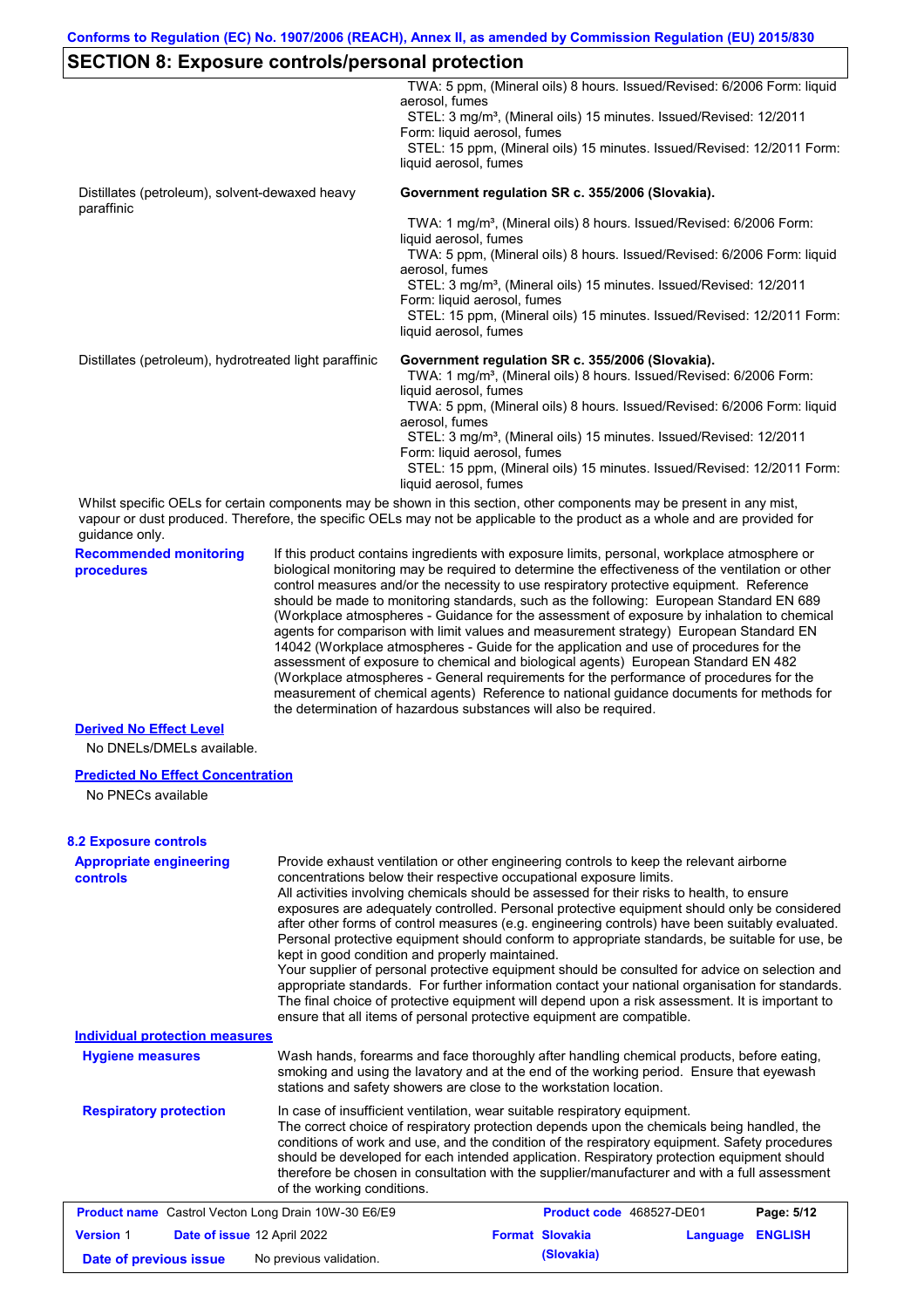## SECTION 8: Exposure controls/personal protection

| | |
|---|---|
| | TWA: 5 ppm, (Mineral oils) 8 hours. Issued/Revised: 6/2006 Form: liquid aerosol, fumes<br>STEL: 3 mg/m³, (Mineral oils) 15 minutes. Issued/Revised: 12/2011 Form: liquid aerosol, fumes<br>STEL: 15 ppm, (Mineral oils) 15 minutes. Issued/Revised: 12/2011 Form: liquid aerosol, fumes |
| Distillates (petroleum), solvent-dewaxed heavy paraffinic | **Government regulation SR c. 355/2006 (Slovakia).**<br>TWA: 1 mg/m³, (Mineral oils) 8 hours. Issued/Revised: 6/2006 Form: liquid aerosol, fumes<br>TWA: 5 ppm, (Mineral oils) 8 hours. Issued/Revised: 6/2006 Form: liquid aerosol, fumes<br>STEL: 3 mg/m³, (Mineral oils) 15 minutes. Issued/Revised: 12/2011 Form: liquid aerosol, fumes<br>STEL: 15 ppm, (Mineral oils) 15 minutes. Issued/Revised: 12/2011 Form: liquid aerosol, fumes |
| Distillates (petroleum), hydrotreated light paraffinic | **Government regulation SR c. 355/2006 (Slovakia).**<br>TWA: 1 mg/m³, (Mineral oils) 8 hours. Issued/Revised: 6/2006 Form: liquid aerosol, fumes<br>TWA: 5 ppm, (Mineral oils) 8 hours. Issued/Revised: 6/2006 Form: liquid aerosol, fumes<br>STEL: 3 mg/m³, (Mineral oils) 15 minutes. Issued/Revised: 12/2011 Form: liquid aerosol, fumes<br>STEL: 15 ppm, (Mineral oils) 15 minutes. Issued/Revised: 12/2011 Form: liquid aerosol, fumes |

Whilst specific OELs for certain components may be shown in this section, other components may be present in any mist, vapour or dust produced. Therefore, the specific OELs may not be applicable to the product as a whole and are provided for guidance only.

**Recommended monitoring procedures**

If this product contains ingredients with exposure limits, personal, workplace atmosphere or biological monitoring may be required to determine the effectiveness of the ventilation or other control measures and/or the necessity to use respiratory protective equipment. Reference should be made to monitoring standards, such as the following: European Standard EN 689 (Workplace atmospheres - Guidance for the assessment of exposure by inhalation to chemical agents for comparison with limit values and measurement strategy) European Standard EN 14042 (Workplace atmospheres - Guide for the application and use of procedures for the assessment of exposure to chemical and biological agents) European Standard EN 482 (Workplace atmospheres - General requirements for the performance of procedures for the measurement of chemical agents) Reference to national guidance documents for methods for the determination of hazardous substances will also be required.

**Derived No Effect Level**

No DNELs/DMELs available.

**Predicted No Effect Concentration**

No PNECs available

### 8.2 Exposure controls

**Appropriate engineering controls**

Provide exhaust ventilation or other engineering controls to keep the relevant airborne concentrations below their respective occupational exposure limits.
All activities involving chemicals should be assessed for their risks to health, to ensure exposures are adequately controlled. Personal protective equipment should only be considered after other forms of control measures (e.g. engineering controls) have been suitably evaluated. Personal protective equipment should conform to appropriate standards, be suitable for use, be kept in good condition and properly maintained.
Your supplier of personal protective equipment should be consulted for advice on selection and appropriate standards. For further information contact your national organisation for standards. The final choice of protective equipment will depend upon a risk assessment. It is important to ensure that all items of personal protective equipment are compatible.

**Individual protection measures**

**Hygiene measures**

Wash hands, forearms and face thoroughly after handling chemical products, before eating, smoking and using the lavatory and at the end of the working period. Ensure that eyewash stations and safety showers are close to the workstation location.

**Respiratory protection**

In case of insufficient ventilation, wear suitable respiratory equipment.
The correct choice of respiratory protection depends upon the chemicals being handled, the conditions of work and use, and the condition of the respiratory equipment. Safety procedures should be developed for each intended application. Respiratory protection equipment should therefore be chosen in consultation with the supplier/manufacturer and with a full assessment of the working conditions.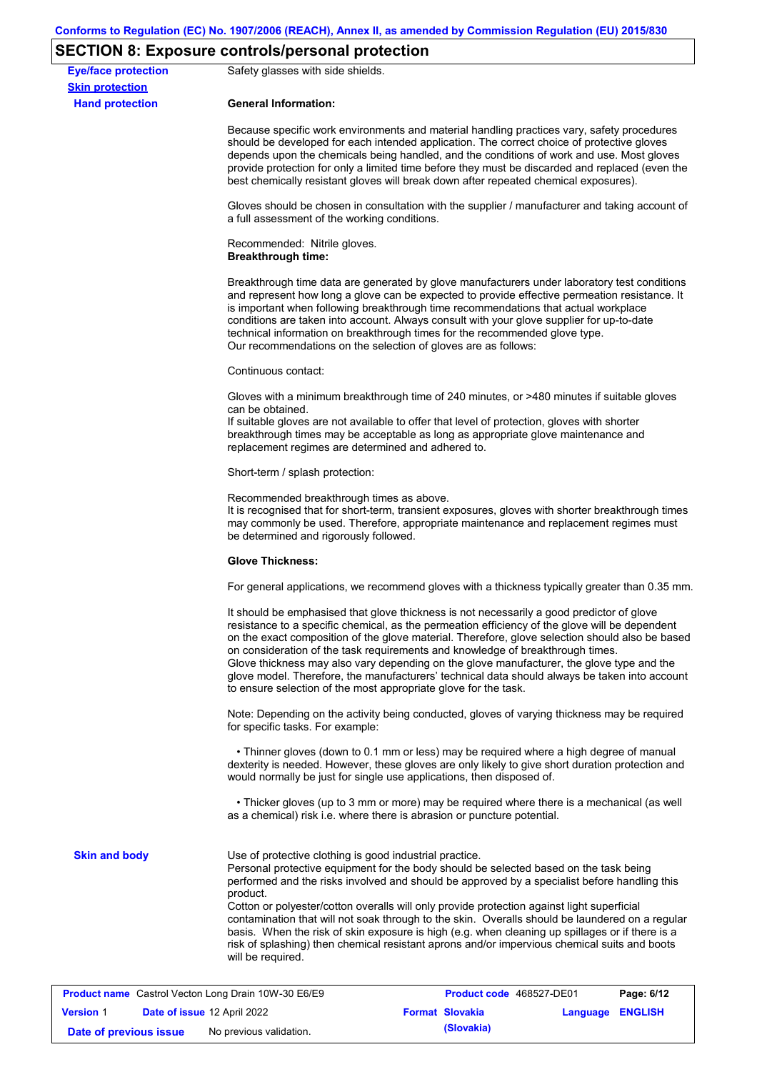## SECTION 8: Exposure controls/personal protection

**Eye/face protection** Safety glasses with side shields.

**Skin protection**

**Hand protection**

**General Information:**

Because specific work environments and material handling practices vary, safety procedures should be developed for each intended application. The correct choice of protective gloves depends upon the chemicals being handled, and the conditions of work and use. Most gloves provide protection for only a limited time before they must be discarded and replaced (even the best chemically resistant gloves will break down after repeated chemical exposures).

Gloves should be chosen in consultation with the supplier / manufacturer and taking account of a full assessment of the working conditions.

Recommended: Nitrile gloves.

**Breakthrough time:**

Breakthrough time data are generated by glove manufacturers under laboratory test conditions and represent how long a glove can be expected to provide effective permeation resistance. It is important when following breakthrough time recommendations that actual workplace conditions are taken into account. Always consult with your glove supplier for up-to-date technical information on breakthrough times for the recommended glove type.
Our recommendations on the selection of gloves are as follows:

Continuous contact:

Gloves with a minimum breakthrough time of 240 minutes, or >480 minutes if suitable gloves can be obtained.
If suitable gloves are not available to offer that level of protection, gloves with shorter breakthrough times may be acceptable as long as appropriate glove maintenance and replacement regimes are determined and adhered to.

Short-term / splash protection:

Recommended breakthrough times as above.
It is recognised that for short-term, transient exposures, gloves with shorter breakthrough times may commonly be used. Therefore, appropriate maintenance and replacement regimes must be determined and rigorously followed.

**Glove Thickness:**

For general applications, we recommend gloves with a thickness typically greater than 0.35 mm.

It should be emphasised that glove thickness is not necessarily a good predictor of glove resistance to a specific chemical, as the permeation efficiency of the glove will be dependent on the exact composition of the glove material. Therefore, glove selection should also be based on consideration of the task requirements and knowledge of breakthrough times.
Glove thickness may also vary depending on the glove manufacturer, the glove type and the glove model. Therefore, the manufacturers' technical data should always be taken into account to ensure selection of the most appropriate glove for the task.

Note: Depending on the activity being conducted, gloves of varying thickness may be required for specific tasks. For example:

- Thinner gloves (down to 0.1 mm or less) may be required where a high degree of manual dexterity is needed. However, these gloves are only likely to give short duration protection and would normally be just for single use applications, then disposed of.

- Thicker gloves (up to 3 mm or more) may be required where there is a mechanical (as well as a chemical) risk i.e. where there is abrasion or puncture potential.

**Skin and body**

Use of protective clothing is good industrial practice.
Personal protective equipment for the body should be selected based on the task being performed and the risks involved and should be approved by a specialist before handling this product.
Cotton or polyester/cotton overalls will only provide protection against light superficial contamination that will not soak through to the skin. Overalls should be laundered on a regular basis. When the risk of skin exposure is high (e.g. when cleaning up spillages or if there is a risk of splashing) then chemical resistant aprons and/or impervious chemical suits and boots will be required.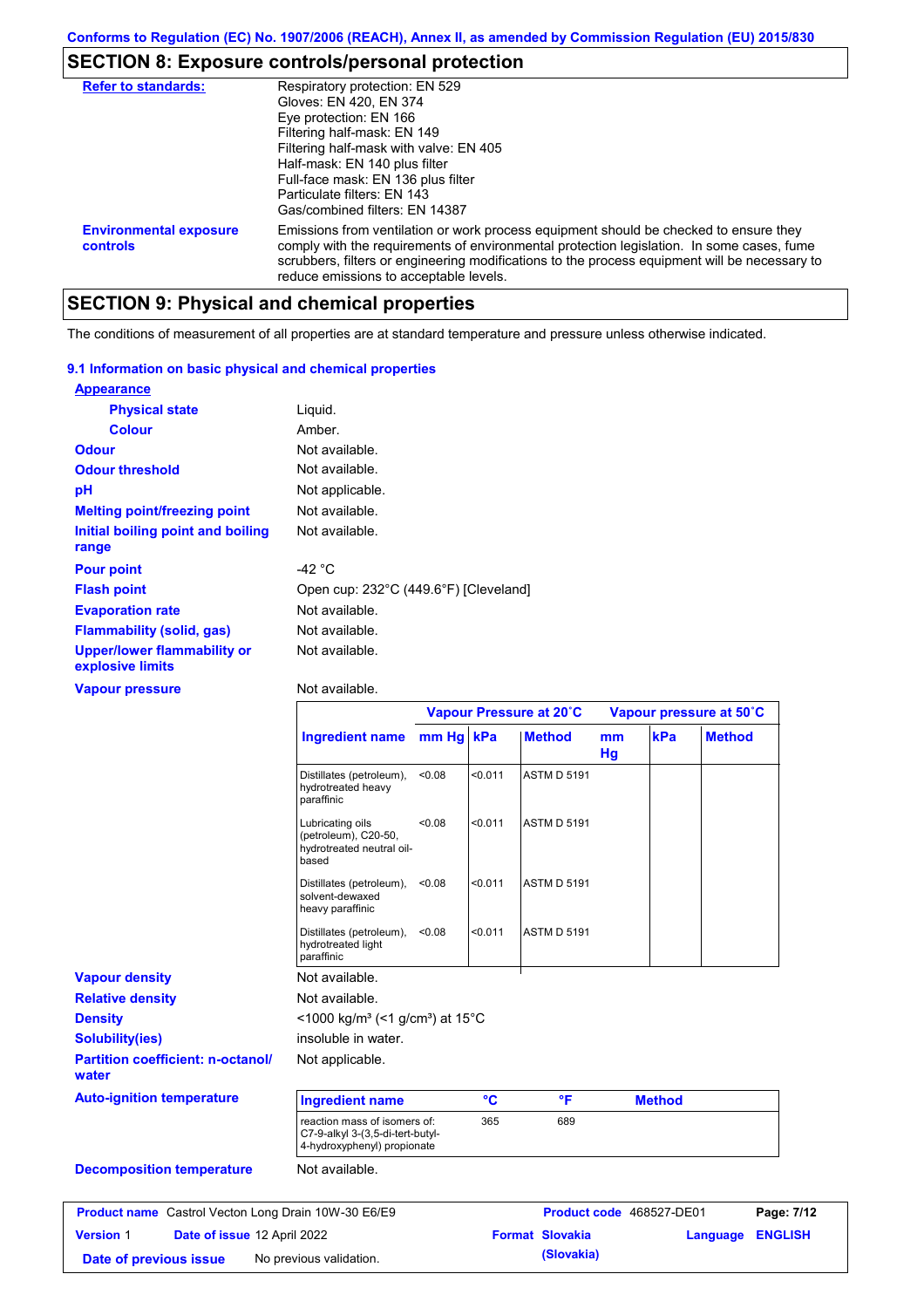Conforms to Regulation (EC) No. 1907/2006 (REACH), Annex II, as amended by Commission Regulation (EU) 2015/830

## SECTION 8: Exposure controls/personal protection

| | |
|---|---|
| **Refer to standards:** | Respiratory protection: EN 529<br>Gloves: EN 420, EN 374<br>Eye protection: EN 166<br>Filtering half-mask: EN 149<br>Filtering half-mask with valve: EN 405<br>Half-mask: EN 140 plus filter<br>Full-face mask: EN 136 plus filter<br>Particulate filters: EN 143<br>Gas/combined filters: EN 14387 |
| **Environmental exposure controls** | Emissions from ventilation or work process equipment should be checked to ensure they comply with the requirements of environmental protection legislation. In some cases, fume scrubbers, filters or engineering modifications to the process equipment will be necessary to reduce emissions to acceptable levels. |

## SECTION 9: Physical and chemical properties

The conditions of measurement of all properties are at standard temperature and pressure unless otherwise indicated.

### 9.1 Information on basic physical and chemical properties

**Appearance**

- **Physical state**: Liquid.
- **Colour**: Amber.

**Odour**: Not available.

**Odour threshold**: Not available.

**pH**: Not applicable.

**Melting point/freezing point**: Not available.

**Initial boiling point and boiling range**: Not available.

**Pour point**: -42 °C

**Flash point**: Open cup: 232°C (449.6°F) [Cleveland]

**Evaporation rate**: Not available.

**Flammability (solid, gas)**: Not available.

**Upper/lower flammability or explosive limits**: Not available.

**Vapour pressure**: Not available.

| | Vapour Pressure at 20˚C | | | Vapour pressure at 50˚C | | |
|---|---|---|---|---|---|---|
| **Ingredient name** | **mm Hg** | **kPa** | **Method** | **mm Hg** | **kPa** | **Method** |
| Distillates (petroleum), hydrotreated heavy paraffinic | <0.08 | <0.011 | ASTM D 5191 | | | |
| Lubricating oils (petroleum), C20-50, hydrotreated neutral oil-based | <0.08 | <0.011 | ASTM D 5191 | | | |
| Distillates (petroleum), solvent-dewaxed heavy paraffinic | <0.08 | <0.011 | ASTM D 5191 | | | |
| Distillates (petroleum), hydrotreated light paraffinic | <0.08 | <0.011 | ASTM D 5191 | | | |

**Vapour density**: Not available.

**Relative density**: Not available.

**Density**: <1000 kg/m³ (<1 g/cm³) at 15°C

**Solubility(ies)**: insoluble in water.

**Partition coefficient: n-octanol/water**: Not applicable.

**Auto-ignition temperature**:

| Ingredient name | °C | °F | Method |
|---|---|---|---|
| reaction mass of isomers of: C7-9-alkyl 3-(3,5-di-tert-butyl-4-hydroxyphenyl) propionate | 365 | 689 | |

**Decomposition temperature**: Not available.

| | | | |
|---|---|---|---|
| **Product name** Castrol Vecton Long Drain 10W-30 E6/E9 | | **Product code** 468527-DE01 | |
| **Version** 1 | **Date of issue** 12 April 2022 | **Format** Slovakia (Slovakia) | **Language** ENGLISH |
| **Date of previous issue** | No previous validation. | | |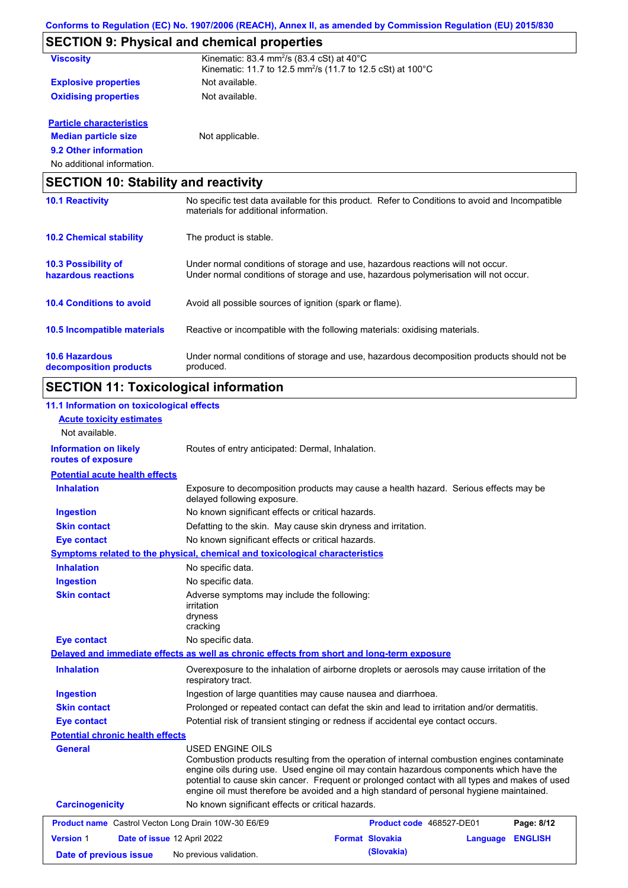Conforms to Regulation (EC) No. 1907/2006 (REACH), Annex II, as amended by Commission Regulation (EU) 2015/830

## SECTION 9: Physical and chemical properties

| | |
|---|---|
| **Viscosity** | Kinematic: 83.4 $mm^2/s$ (83.4 cSt) at 40°C<br>Kinematic: 11.7 to 12.5 $mm^2/s$ (11.7 to 12.5 cSt) at 100°C |
| **Explosive properties** | Not available. |
| **Oxidising properties** | Not available. |

**Particle characteristics**

| | |
|---|---|
| **Median particle size** | Not applicable. |

**9.2 Other information**

No additional information.

## SECTION 10: Stability and reactivity

| | |
|---|---|
| **10.1 Reactivity** | No specific test data available for this product. Refer to Conditions to avoid and Incompatible materials for additional information. |
| **10.2 Chemical stability** | The product is stable. |
| **10.3 Possibility of hazardous reactions** | Under normal conditions of storage and use, hazardous reactions will not occur.<br>Under normal conditions of storage and use, hazardous polymerisation will not occur. |
| **10.4 Conditions to avoid** | Avoid all possible sources of ignition (spark or flame). |
| **10.5 Incompatible materials** | Reactive or incompatible with the following materials: oxidising materials. |
| **10.6 Hazardous decomposition products** | Under normal conditions of storage and use, hazardous decomposition products should not be produced. |

## SECTION 11: Toxicological information

**11.1 Information on toxicological effects**

**Acute toxicity estimates**

Not available.

| | |
|---|---|
| **Information on likely routes of exposure** | Routes of entry anticipated: Dermal, Inhalation. |

**Potential acute health effects**

| | |
|---|---|
| **Inhalation** | Exposure to decomposition products may cause a health hazard. Serious effects may be delayed following exposure. |
| **Ingestion** | No known significant effects or critical hazards. |
| **Skin contact** | Defatting to the skin. May cause skin dryness and irritation. |
| **Eye contact** | No known significant effects or critical hazards. |

**Symptoms related to the physical, chemical and toxicological characteristics**

| | |
|---|---|
| **Inhalation** | No specific data. |
| **Ingestion** | No specific data. |
| **Skin contact** | Adverse symptoms may include the following:<br>irritation<br>dryness<br>cracking |
| **Eye contact** | No specific data. |

**Delayed and immediate effects as well as chronic effects from short and long-term exposure**

| | |
|---|---|
| **Inhalation** | Overexposure to the inhalation of airborne droplets or aerosols may cause irritation of the respiratory tract. |
| **Ingestion** | Ingestion of large quantities may cause nausea and diarrhoea. |
| **Skin contact** | Prolonged or repeated contact can defat the skin and lead to irritation and/or dermatitis. |
| **Eye contact** | Potential risk of transient stinging or redness if accidental eye contact occurs. |

**Potential chronic health effects**

| | |
|---|---|
| **General** | USED ENGINE OILS<br>Combustion products resulting from the operation of internal combustion engines contaminate engine oils during use. Used engine oil may contain hazardous components which have the potential to cause skin cancer. Frequent or prolonged contact with all types and makes of used engine oil must therefore be avoided and a high standard of personal hygiene maintained. |
| **Carcinogenicity** | No known significant effects or critical hazards. |

| | | | |
|---|---|---|---|
| **Product name** Castrol Vecton Long Drain 10W-30 E6/E9 | | **Product code** 468527-DE01 | |
| **Version** 1 | **Date of issue** 12 April 2022 | **Format** Slovakia (Slovakia) | **Language** ENGLISH |
| **Date of previous issue** | No previous validation. | | |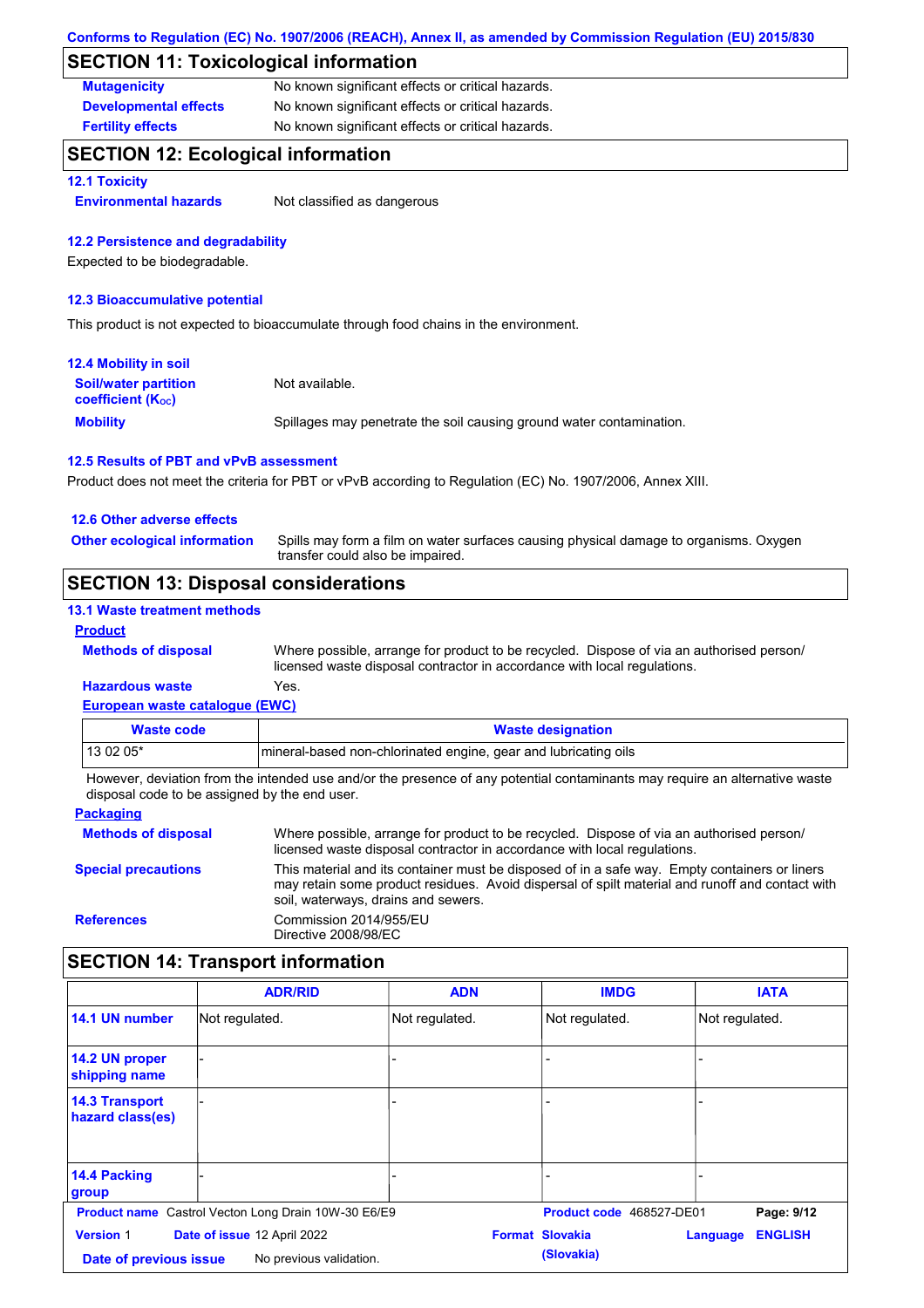## SECTION 11: Toxicological information

**Mutagenicity** No known significant effects or critical hazards.

**Developmental effects** No known significant effects or critical hazards.

**Fertility effects** No known significant effects or critical hazards.

## SECTION 12: Ecological information

### 12.1 Toxicity

**Environmental hazards** Not classified as dangerous

### 12.2 Persistence and degradability

Expected to be biodegradable.

### 12.3 Bioaccumulative potential

This product is not expected to bioaccumulate through food chains in the environment.

### 12.4 Mobility in soil

**Soil/water partition coefficient ($K_{OC}$)** Not available.

**Mobility** Spillages may penetrate the soil causing ground water contamination.

### 12.5 Results of PBT and vPvB assessment

Product does not meet the criteria for PBT or vPvB according to Regulation (EC) No. 1907/2006, Annex XIII.

### 12.6 Other adverse effects

**Other ecological information** Spills may form a film on water surfaces causing physical damage to organisms. Oxygen transfer could also be impaired.

## SECTION 13: Disposal considerations

### 13.1 Waste treatment methods

**Product**

**Methods of disposal** Where possible, arrange for product to be recycled. Dispose of via an authorised person/ licensed waste disposal contractor in accordance with local regulations.

**Hazardous waste** Yes.

**European waste catalogue (EWC)**

| Waste code | Waste designation |
|---|---|
| 13 02 05* | mineral-based non-chlorinated engine, gear and lubricating oils |

However, deviation from the intended use and/or the presence of any potential contaminants may require an alternative waste disposal code to be assigned by the end user.

**Packaging**

**Methods of disposal** Where possible, arrange for product to be recycled. Dispose of via an authorised person/ licensed waste disposal contractor in accordance with local regulations.

**Special precautions** This material and its container must be disposed of in a safe way. Empty containers or liners may retain some product residues. Avoid dispersal of spilt material and runoff and contact with soil, waterways, drains and sewers.

**References** Commission 2014/955/EU
Directive 2008/98/EC

## SECTION 14: Transport information

| | ADR/RID | ADN | IMDG | IATA |
|---|---|---|---|---|
| **14.1 UN number** | Not regulated. | Not regulated. | Not regulated. | Not regulated. |
| **14.2 UN proper shipping name** | - | - | - | - |
| **14.3 Transport hazard class(es)** | - | - | - | - |
| **14.4 Packing group** | - | - | - | - |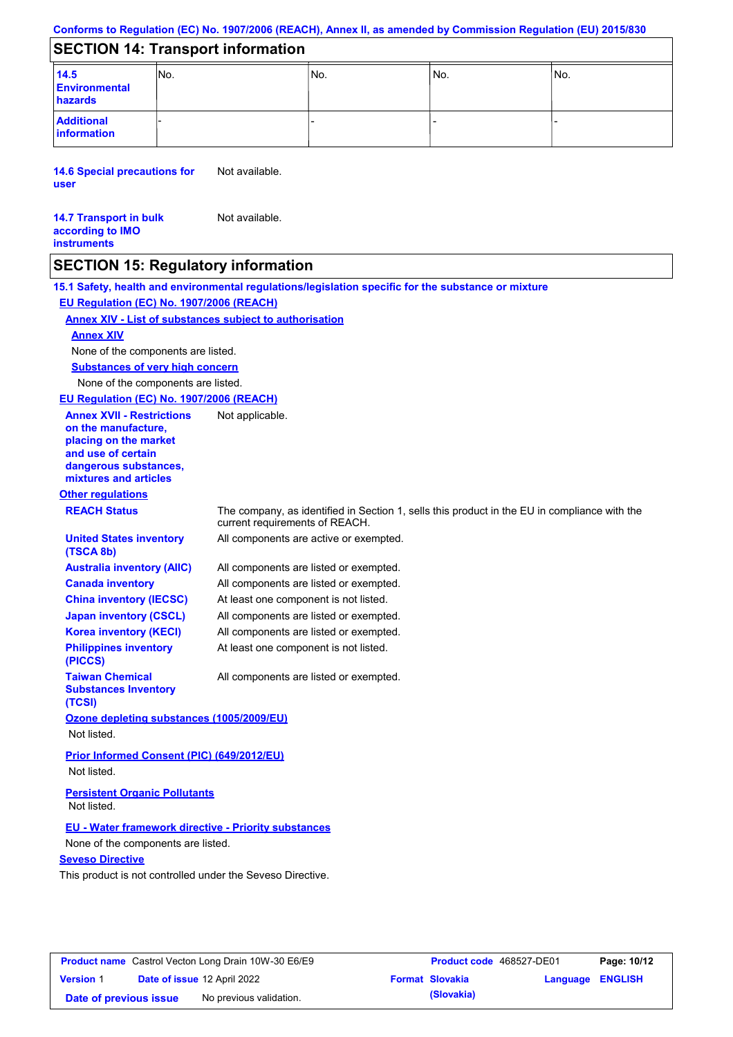Conforms to Regulation (EC) No. 1907/2006 (REACH), Annex II, as amended by Commission Regulation (EU) 2015/830

## SECTION 14: Transport information

| | | | | |
|---|---|---|---|---|
| **14.5 Environmental hazards** | No. | No. | No. | No. |
| **Additional information** | - | - | - | - |

**14.6 Special precautions for user** Not available.

**14.7 Transport in bulk according to IMO instruments** Not available.

## SECTION 15: Regulatory information

**15.1 Safety, health and environmental regulations/legislation specific for the substance or mixture**

**EU Regulation (EC) No. 1907/2006 (REACH)**

**Annex XIV - List of substances subject to authorisation**

**Annex XIV**

None of the components are listed.

**Substances of very high concern**

None of the components are listed.

**EU Regulation (EC) No. 1907/2006 (REACH)**

**Annex XVII - Restrictions on the manufacture, placing on the market and use of certain dangerous substances, mixtures and articles** Not applicable.

**Other regulations**

| | |
|---|---|
| **REACH Status** | The company, as identified in Section 1, sells this product in the EU in compliance with the current requirements of REACH. |
| **United States inventory (TSCA 8b)** | All components are active or exempted. |
| **Australia inventory (AIIC)** | All components are listed or exempted. |
| **Canada inventory** | All components are listed or exempted. |
| **China inventory (IECSC)** | At least one component is not listed. |
| **Japan inventory (CSCL)** | All components are listed or exempted. |
| **Korea inventory (KECI)** | All components are listed or exempted. |
| **Philippines inventory (PICCS)** | At least one component is not listed. |
| **Taiwan Chemical Substances Inventory (TCSI)** | All components are listed or exempted. |

**Ozone depleting substances (1005/2009/EU)**

Not listed.

**Prior Informed Consent (PIC) (649/2012/EU)**

Not listed.

**Persistent Organic Pollutants**

Not listed.

**EU - Water framework directive - Priority substances**

None of the components are listed.

**Seveso Directive**

This product is not controlled under the Seveso Directive.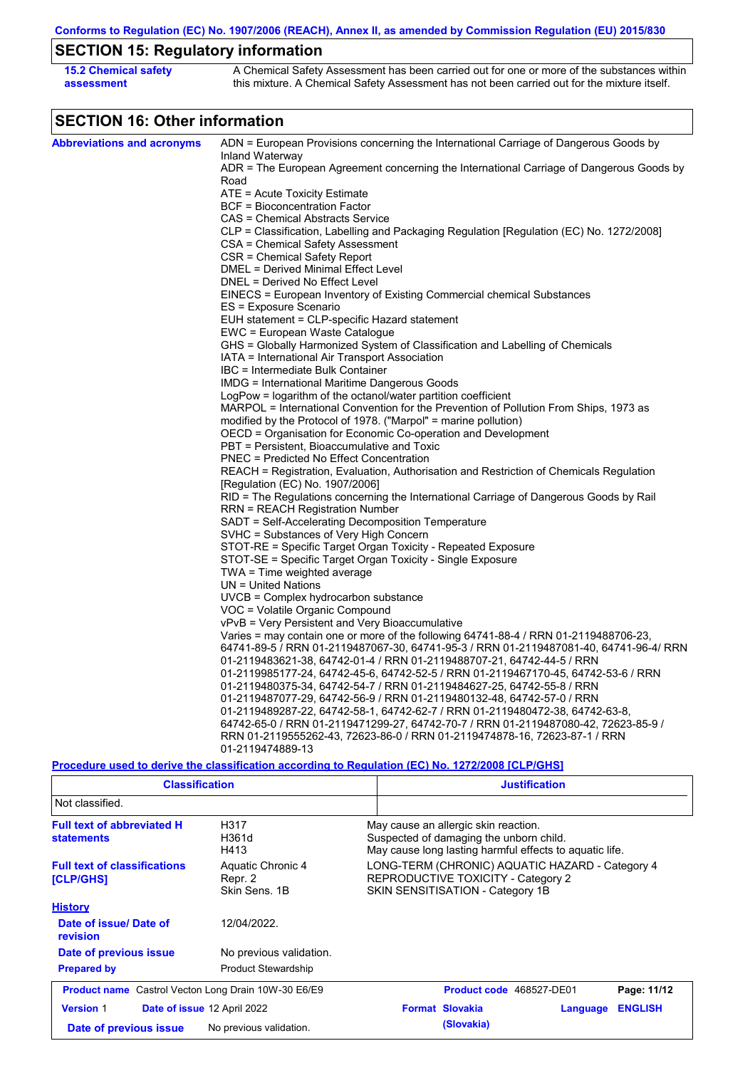## SECTION 15: Regulatory information

**15.2 Chemical safety assessment**

A Chemical Safety Assessment has been carried out for one or more of the substances within this mixture. A Chemical Safety Assessment has not been carried out for the mixture itself.

## SECTION 16: Other information

**Abbreviations and acronyms**

ADN = European Provisions concerning the International Carriage of Dangerous Goods by Inland Waterway
ADR = The European Agreement concerning the International Carriage of Dangerous Goods by Road
ATE = Acute Toxicity Estimate
BCF = Bioconcentration Factor
CAS = Chemical Abstracts Service
CLP = Classification, Labelling and Packaging Regulation [Regulation (EC) No. 1272/2008]
CSA = Chemical Safety Assessment
CSR = Chemical Safety Report
DMEL = Derived Minimal Effect Level
DNEL = Derived No Effect Level
EINECS = European Inventory of Existing Commercial chemical Substances
ES = Exposure Scenario
EUH statement = CLP-specific Hazard statement
EWC = European Waste Catalogue
GHS = Globally Harmonized System of Classification and Labelling of Chemicals
IATA = International Air Transport Association
IBC = Intermediate Bulk Container
IMDG = International Maritime Dangerous Goods
LogPow = logarithm of the octanol/water partition coefficient
MARPOL = International Convention for the Prevention of Pollution From Ships, 1973 as modified by the Protocol of 1978. ("Marpol" = marine pollution)
OECD = Organisation for Economic Co-operation and Development
PBT = Persistent, Bioaccumulative and Toxic
PNEC = Predicted No Effect Concentration
REACH = Registration, Evaluation, Authorisation and Restriction of Chemicals Regulation [Regulation (EC) No. 1907/2006]
RID = The Regulations concerning the International Carriage of Dangerous Goods by Rail
RRN = REACH Registration Number
SADT = Self-Accelerating Decomposition Temperature
SVHC = Substances of Very High Concern
STOT-RE = Specific Target Organ Toxicity - Repeated Exposure
STOT-SE = Specific Target Organ Toxicity - Single Exposure
TWA = Time weighted average
UN = United Nations
UVCB = Complex hydrocarbon substance
VOC = Volatile Organic Compound
vPvB = Very Persistent and Very Bioaccumulative
Varies = may contain one or more of the following 64741-88-4 / RRN 01-2119488706-23, 64741-89-5 / RRN 01-2119487067-30, 64741-95-3 / RRN 01-2119487081-40, 64741-96-4/ RRN 01-2119483621-38, 64742-01-4 / RRN 01-2119488707-21, 64742-44-5 / RRN 01-2119985177-24, 64742-45-6, 64742-52-5 / RRN 01-2119467170-45, 64742-53-6 / RRN 01-2119480375-34, 64742-54-7 / RRN 01-2119484627-25, 64742-55-8 / RRN 01-2119487077-29, 64742-56-9 / RRN 01-2119480132-48, 64742-57-0 / RRN 01-2119489287-22, 64742-58-1, 64742-62-7 / RRN 01-2119480472-38, 64742-63-8, 64742-65-0 / RRN 01-2119471299-27, 64742-70-7 / RRN 01-2119487080-42, 72623-85-9 / RRN 01-2119555262-43, 72623-86-0 / RRN 01-2119474878-16, 72623-87-1 / RRN 01-2119474889-13

**Procedure used to derive the classification according to Regulation (EC) No. 1272/2008 [CLP/GHS]**

| Classification | Justification |
|---|---|
| Not classified. | |

**Full text of abbreviated H statements**

| | |
|---|---|
| H317 | May cause an allergic skin reaction. |
| H361d | Suspected of damaging the unborn child. |
| H413 | May cause long lasting harmful effects to aquatic life. |

**Full text of classifications [CLP/GHS]**

| | |
|---|---|
| Aquatic Chronic 4 | LONG-TERM (CHRONIC) AQUATIC HAZARD - Category 4 |
| Repr. 2 | REPRODUCTIVE TOXICITY - Category 2 |
| Skin Sens. 1B | SKIN SENSITISATION - Category 1B |

**History**

**Date of issue/ Date of revision:** 12/04/2022.

**Date of previous issue:** No previous validation.

**Prepared by:** Product Stewardship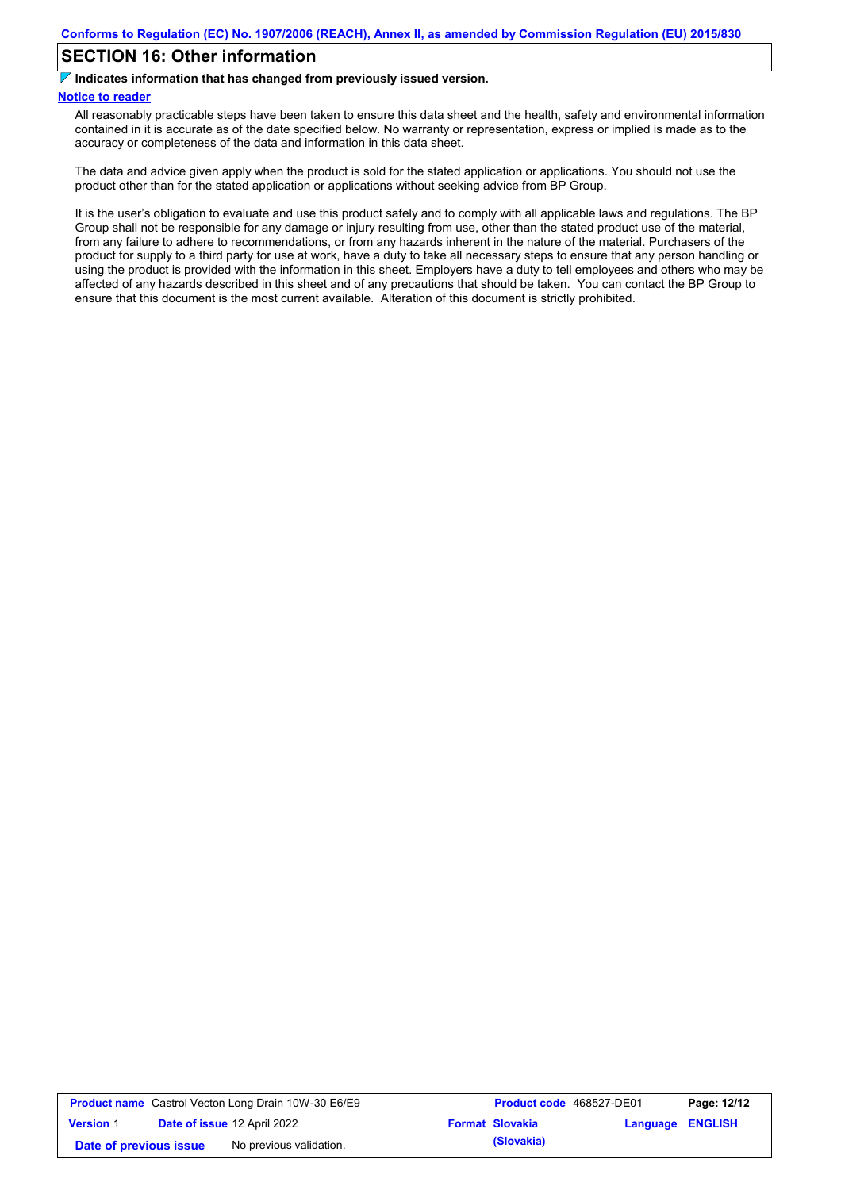## SECTION 16: Other information

**Indicates information that has changed from previously issued version.**

**Notice to reader**

All reasonably practicable steps have been taken to ensure this data sheet and the health, safety and environmental information contained in it is accurate as of the date specified below. No warranty or representation, express or implied is made as to the accuracy or completeness of the data and information in this data sheet.

The data and advice given apply when the product is sold for the stated application or applications. You should not use the product other than for the stated application or applications without seeking advice from BP Group.

It is the user's obligation to evaluate and use this product safely and to comply with all applicable laws and regulations. The BP Group shall not be responsible for any damage or injury resulting from use, other than the stated product use of the material, from any failure to adhere to recommendations, or from any hazards inherent in the nature of the material. Purchasers of the product for supply to a third party for use at work, have a duty to take all necessary steps to ensure that any person handling or using the product is provided with the information in this sheet. Employers have a duty to tell employees and others who may be affected of any hazards described in this sheet and of any precautions that should be taken. You can contact the BP Group to ensure that this document is the most current available. Alteration of this document is strictly prohibited.